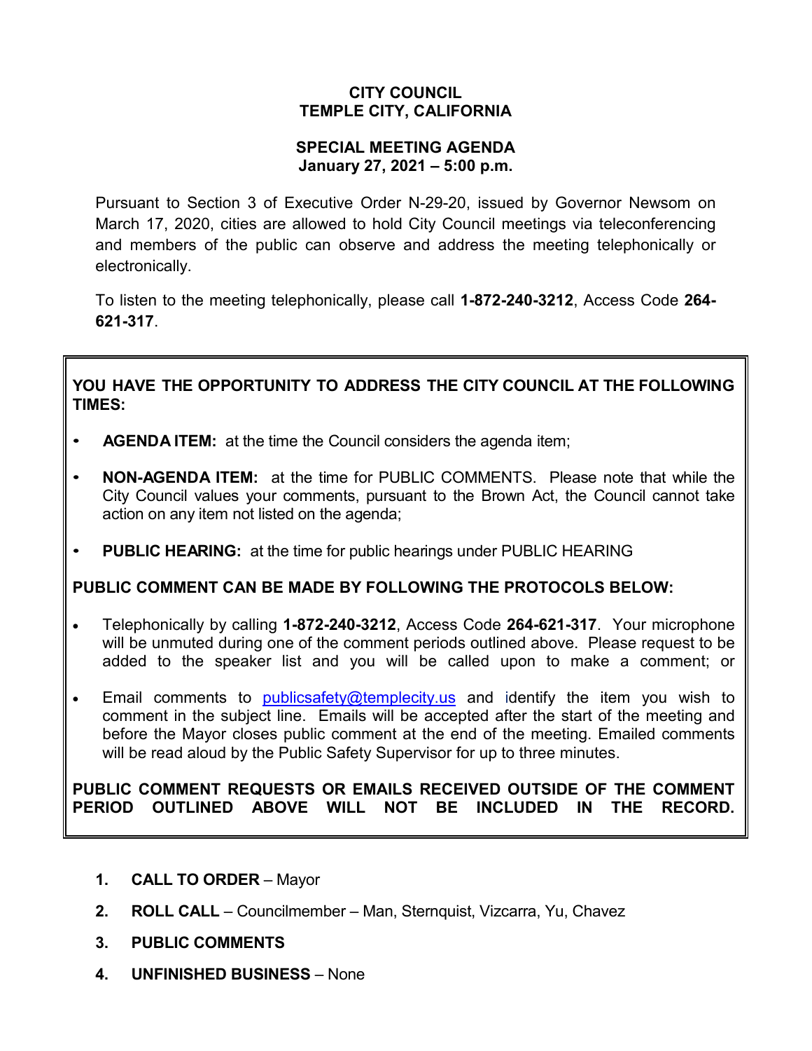# CITY COUNCIL
# TEMPLE CITY, CALIFORNIA

## SPECIAL MEETING AGENDA
## January 27, 2021 – 5:00 p.m.

Pursuant to Section 3 of Executive Order N-29-20, issued by Governor Newsom on March 17, 2020, cities are allowed to hold City Council meetings via teleconferencing and members of the public can observe and address the meeting telephonically or electronically.

To listen to the meeting telephonically, please call **1-872-240-3212**, Access Code **264-621-317**.

**YOU HAVE THE OPPORTUNITY TO ADDRESS THE CITY COUNCIL AT THE FOLLOWING TIMES:**

- **AGENDA ITEM:** at the time the Council considers the agenda item;
- **NON-AGENDA ITEM:** at the time for PUBLIC COMMENTS. Please note that while the City Council values your comments, pursuant to the Brown Act, the Council cannot take action on any item not listed on the agenda;
- **PUBLIC HEARING:** at the time for public hearings under PUBLIC HEARING

**PUBLIC COMMENT CAN BE MADE BY FOLLOWING THE PROTOCOLS BELOW:**

- Telephonically by calling **1-872-240-3212**, Access Code **264-621-317**. Your microphone will be unmuted during one of the comment periods outlined above. Please request to be added to the speaker list and you will be called upon to make a comment; or
- Email comments to publicsafety@templecity.us and identify the item you wish to comment in the subject line. Emails will be accepted after the start of the meeting and before the Mayor closes public comment at the end of the meeting. Emailed comments will be read aloud by the Public Safety Supervisor for up to three minutes.

**PUBLIC COMMENT REQUESTS OR EMAILS RECEIVED OUTSIDE OF THE COMMENT PERIOD OUTLINED ABOVE WILL NOT BE INCLUDED IN THE RECORD.**

1. **CALL TO ORDER** – Mayor
2. **ROLL CALL** – Councilmember – Man, Sternquist, Vizcarra, Yu, Chavez
3. **PUBLIC COMMENTS**
4. **UNFINISHED BUSINESS** – None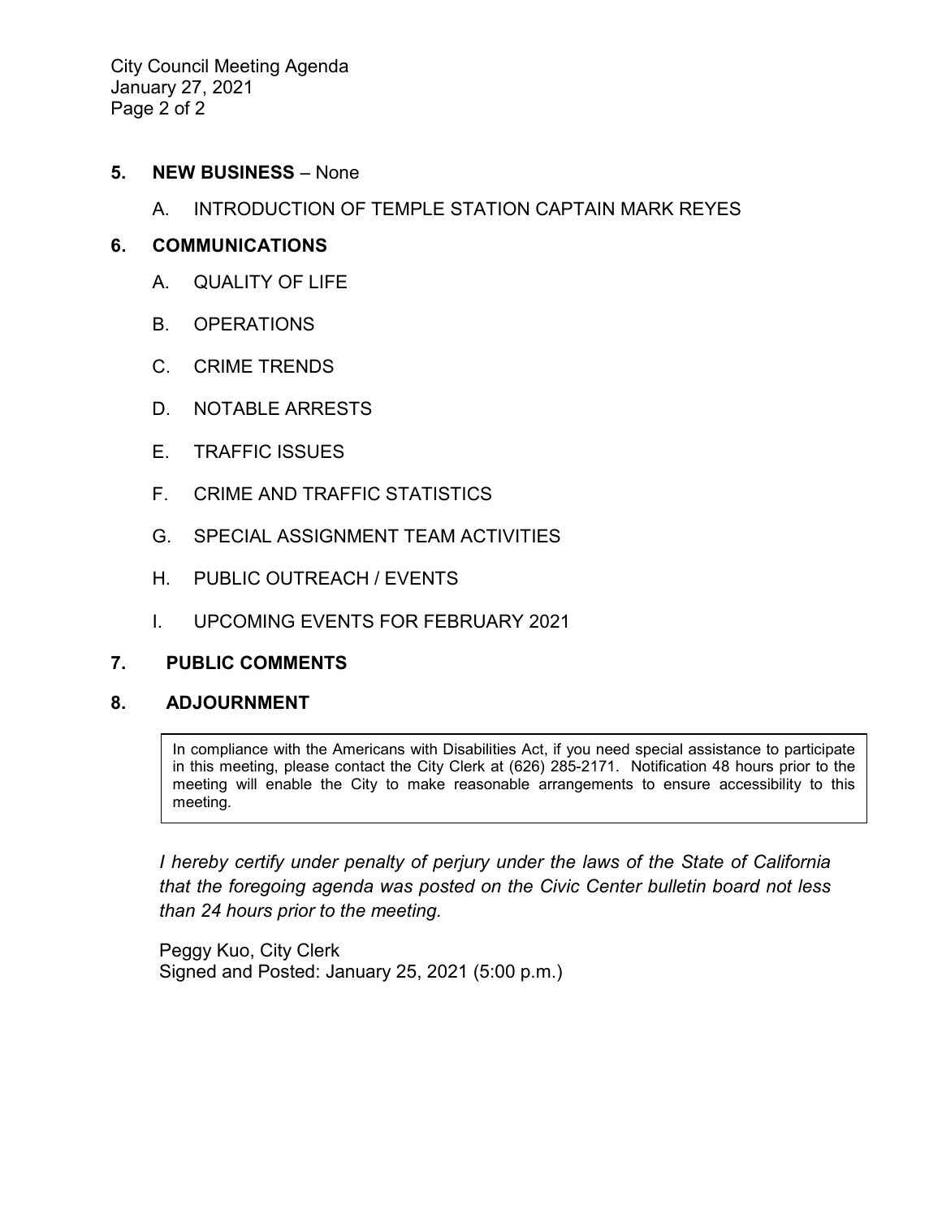**5. NEW BUSINESS** – None

A. INTRODUCTION OF TEMPLE STATION CAPTAIN MARK REYES

**6. COMMUNICATIONS**

A. QUALITY OF LIFE

B. OPERATIONS

C. CRIME TRENDS

D. NOTABLE ARRESTS

E. TRAFFIC ISSUES

F. CRIME AND TRAFFIC STATISTICS

G. SPECIAL ASSIGNMENT TEAM ACTIVITIES

H. PUBLIC OUTREACH / EVENTS

I. UPCOMING EVENTS FOR FEBRUARY 2021

**7. PUBLIC COMMENTS**

**8. ADJOURNMENT**

In compliance with the Americans with Disabilities Act, if you need special assistance to participate in this meeting, please contact the City Clerk at (626) 285-2171. Notification 48 hours prior to the meeting will enable the City to make reasonable arrangements to ensure accessibility to this meeting.

*I hereby certify under penalty of perjury under the laws of the State of California that the foregoing agenda was posted on the Civic Center bulletin board not less than 24 hours prior to the meeting.*

Peggy Kuo, City Clerk
Signed and Posted: January 25, 2021 (5:00 p.m.)